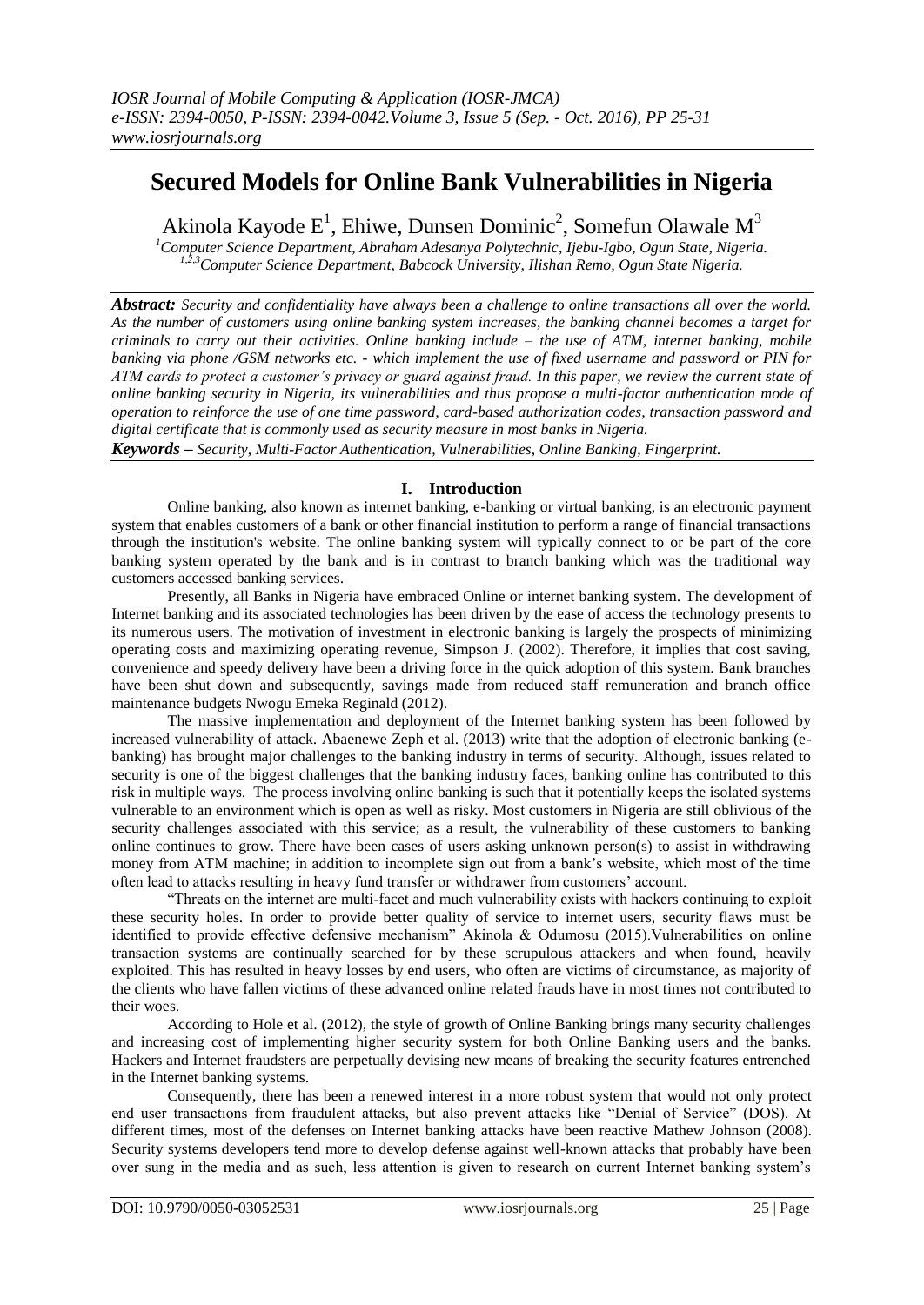# Secured Models for Online Bank Vulnerabilities in Nigeria

Akinola Kayode E[1], Ehiwe, Dunsen Dominic[2], Somefun Olawale M[3]

[1]Computer Science Department, Abraham Adesanya Polytechnic, Ijebu-Igbo, Ogun State, Nigeria.
[1,2,3]Computer Science Department, Babcock University, Ilishan Remo, Ogun State Nigeria.

***Abstract:*** *Security and confidentiality have always been a challenge to online transactions all over the world. As the number of customers using online banking system increases, the banking channel becomes a target for criminals to carry out their activities. Online banking include – the use of ATM, internet banking, mobile banking via phone /GSM networks etc. - which implement the use of fixed username and password or PIN for ATM cards to protect a customer's privacy or guard against fraud. In this paper, we review the current state of online banking security in Nigeria, its vulnerabilities and thus propose a multi-factor authentication mode of operation to reinforce the use of one time password, card-based authorization codes, transaction password and digital certificate that is commonly used as security measure in most banks in Nigeria.*

***Keywords –*** *Security, Multi-Factor Authentication, Vulnerabilities, Online Banking, Fingerprint.*

## I. Introduction

Online banking, also known as internet banking, e-banking or virtual banking, is an electronic payment system that enables customers of a bank or other financial institution to perform a range of financial transactions through the institution's website. The online banking system will typically connect to or be part of the core banking system operated by the bank and is in contrast to branch banking which was the traditional way customers accessed banking services.

Presently, all Banks in Nigeria have embraced Online or internet banking system. The development of Internet banking and its associated technologies has been driven by the ease of access the technology presents to its numerous users. The motivation of investment in electronic banking is largely the prospects of minimizing operating costs and maximizing operating revenue, Simpson J. (2002). Therefore, it implies that cost saving, convenience and speedy delivery have been a driving force in the quick adoption of this system. Bank branches have been shut down and subsequently, savings made from reduced staff remuneration and branch office maintenance budgets Nwogu Emeka Reginald (2012).

The massive implementation and deployment of the Internet banking system has been followed by increased vulnerability of attack. Abaenewe Zeph et al. (2013) write that the adoption of electronic banking (e-banking) has brought major challenges to the banking industry in terms of security. Although, issues related to security is one of the biggest challenges that the banking industry faces, banking online has contributed to this risk in multiple ways. The process involving online banking is such that it potentially keeps the isolated systems vulnerable to an environment which is open as well as risky. Most customers in Nigeria are still oblivious of the security challenges associated with this service; as a result, the vulnerability of these customers to banking online continues to grow. There have been cases of users asking unknown person(s) to assist in withdrawing money from ATM machine; in addition to incomplete sign out from a bank's website, which most of the time often lead to attacks resulting in heavy fund transfer or withdrawer from customers' account.

"Threats on the internet are multi-facet and much vulnerability exists with hackers continuing to exploit these security holes. In order to provide better quality of service to internet users, security flaws must be identified to provide effective defensive mechanism" Akinola & Odumosu (2015).Vulnerabilities on online transaction systems are continually searched for by these scrupulous attackers and when found, heavily exploited. This has resulted in heavy losses by end users, who often are victims of circumstance, as majority of the clients who have fallen victims of these advanced online related frauds have in most times not contributed to their woes.

According to Hole et al. (2012), the style of growth of Online Banking brings many security challenges and increasing cost of implementing higher security system for both Online Banking users and the banks. Hackers and Internet fraudsters are perpetually devising new means of breaking the security features entrenched in the Internet banking systems.

Consequently, there has been a renewed interest in a more robust system that would not only protect end user transactions from fraudulent attacks, but also prevent attacks like "Denial of Service" (DOS). At different times, most of the defenses on Internet banking attacks have been reactive Mathew Johnson (2008). Security systems developers tend more to develop defense against well-known attacks that probably have been over sung in the media and as such, less attention is given to research on current Internet banking system's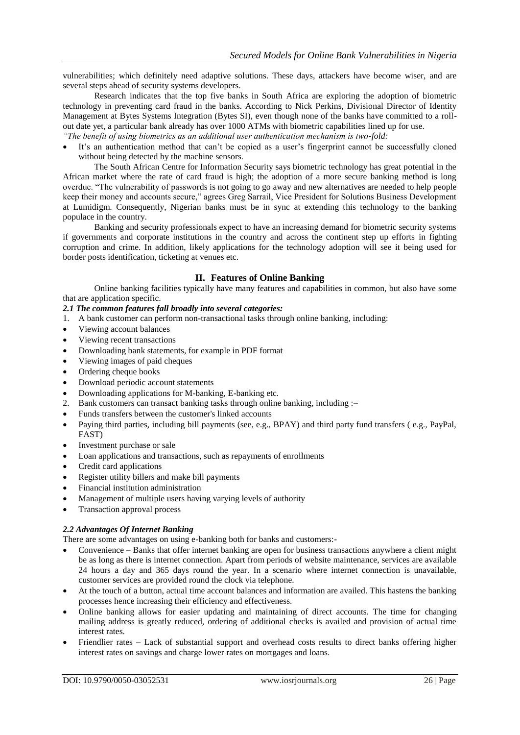vulnerabilities; which definitely need adaptive solutions. These days, attackers have become wiser, and are several steps ahead of security systems developers.

Research indicates that the top five banks in South Africa are exploring the adoption of biometric technology in preventing card fraud in the banks. According to Nick Perkins, Divisional Director of Identity Management at Bytes Systems Integration (Bytes SI), even though none of the banks have committed to a roll-out date yet, a particular bank already has over 1000 ATMs with biometric capabilities lined up for use.

*"The benefit of using biometrics as an additional user authentication mechanism is two-fold:*

- It's an authentication method that can't be copied as a user's fingerprint cannot be successfully cloned without being detected by the machine sensors.

The South African Centre for Information Security says biometric technology has great potential in the African market where the rate of card fraud is high; the adoption of a more secure banking method is long overdue. "The vulnerability of passwords is not going to go away and new alternatives are needed to help people keep their money and accounts secure," agrees Greg Sarrail, Vice President for Solutions Business Development at Lumidigm. Consequently, Nigerian banks must be in sync at extending this technology to the banking populace in the country.

Banking and security professionals expect to have an increasing demand for biometric security systems if governments and corporate institutions in the country and across the continent step up efforts in fighting corruption and crime. In addition, likely applications for the technology adoption will see it being used for border posts identification, ticketing at venues etc.

## II. Features of Online Banking

Online banking facilities typically have many features and capabilities in common, but also have some that are application specific.

### *2.1 The common features fall broadly into several categories:*

1. A bank customer can perform non-transactional tasks through online banking, including:

- Viewing account balances
- Viewing recent transactions
- Downloading bank statements, for example in PDF format
- Viewing images of paid cheques
- Ordering cheque books
- Download periodic account statements
- Downloading applications for M-banking, E-banking etc.

2. Bank customers can transact banking tasks through online banking, including :–

- Funds transfers between the customer's linked accounts
- Paying third parties, including bill payments (see, e.g., BPAY) and third party fund transfers ( e.g., PayPal, FAST)
- Investment purchase or sale
- Loan applications and transactions, such as repayments of enrollments
- Credit card applications
- Register utility billers and make bill payments
- Financial institution administration
- Management of multiple users having varying levels of authority
- Transaction approval process

### *2.2 Advantages Of Internet Banking*

There are some advantages on using e-banking both for banks and customers:-

- Convenience – Banks that offer internet banking are open for business transactions anywhere a client might be as long as there is internet connection. Apart from periods of website maintenance, services are available 24 hours a day and 365 days round the year. In a scenario where internet connection is unavailable, customer services are provided round the clock via telephone.
- At the touch of a button, actual time account balances and information are availed. This hastens the banking processes hence increasing their efficiency and effectiveness.
- Online banking allows for easier updating and maintaining of direct accounts. The time for changing mailing address is greatly reduced, ordering of additional checks is availed and provision of actual time interest rates.
- Friendlier rates – Lack of substantial support and overhead costs results to direct banks offering higher interest rates on savings and charge lower rates on mortgages and loans.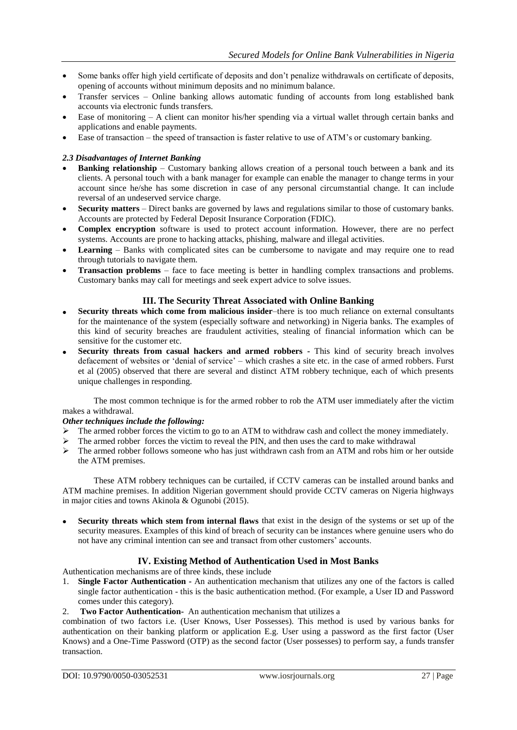- Some banks offer high yield certificate of deposits and don't penalize withdrawals on certificate of deposits, opening of accounts without minimum deposits and no minimum balance.
- Transfer services – Online banking allows automatic funding of accounts from long established bank accounts via electronic funds transfers.
- Ease of monitoring – A client can monitor his/her spending via a virtual wallet through certain banks and applications and enable payments.
- Ease of transaction – the speed of transaction is faster relative to use of ATM's or customary banking.

### *2.3 Disadvantages of Internet Banking*

- **Banking relationship** – Customary banking allows creation of a personal touch between a bank and its clients. A personal touch with a bank manager for example can enable the manager to change terms in your account since he/she has some discretion in case of any personal circumstantial change. It can include reversal of an undeserved service charge.
- **Security matters** – Direct banks are governed by laws and regulations similar to those of customary banks. Accounts are protected by Federal Deposit Insurance Corporation (FDIC).
- **Complex encryption** software is used to protect account information. However, there are no perfect systems. Accounts are prone to hacking attacks, phishing, malware and illegal activities.
- **Learning** – Banks with complicated sites can be cumbersome to navigate and may require one to read through tutorials to navigate them.
- **Transaction problems** – face to face meeting is better in handling complex transactions and problems. Customary banks may call for meetings and seek expert advice to solve issues.

## III. The Security Threat Associated with Online Banking

- **Security threats which come from malicious insider**–there is too much reliance on external consultants for the maintenance of the system (especially software and networking) in Nigeria banks. The examples of this kind of security breaches are fraudulent activities, stealing of financial information which can be sensitive for the customer etc.
- **Security threats from casual hackers and armed robbers -** This kind of security breach involves defacement of websites or 'denial of service' – which crashes a site etc. in the case of armed robbers. Furst et al (2005) observed that there are several and distinct ATM robbery technique, each of which presents unique challenges in responding.

The most common technique is for the armed robber to rob the ATM user immediately after the victim makes a withdrawal.

***Other techniques include the following:***

- The armed robber forces the victim to go to an ATM to withdraw cash and collect the money immediately.
- The armed robber forces the victim to reveal the PIN, and then uses the card to make withdrawal
- The armed robber follows someone who has just withdrawn cash from an ATM and robs him or her outside the ATM premises.

These ATM robbery techniques can be curtailed, if CCTV cameras can be installed around banks and ATM machine premises. In addition Nigerian government should provide CCTV cameras on Nigeria highways in major cities and towns Akinola & Ogunobi (2015).

- **Security threats which stem from internal flaws** that exist in the design of the systems or set up of the security measures. Examples of this kind of breach of security can be instances where genuine users who do not have any criminal intention can see and transact from other customers' accounts.

## IV. Existing Method of Authentication Used in Most Banks

Authentication mechanisms are of three kinds, these include

1. **Single Factor Authentication -** An authentication mechanism that utilizes any one of the factors is called single factor authentication - this is the basic authentication method. (For example, a User ID and Password comes under this category).
2. **Two Factor Authentication-** An authentication mechanism that utilizes a combination of two factors i.e. (User Knows, User Possesses). This method is used by various banks for authentication on their banking platform or application E.g. User using a password as the first factor (User Knows) and a One-Time Password (OTP) as the second factor (User possesses) to perform say, a funds transfer transaction.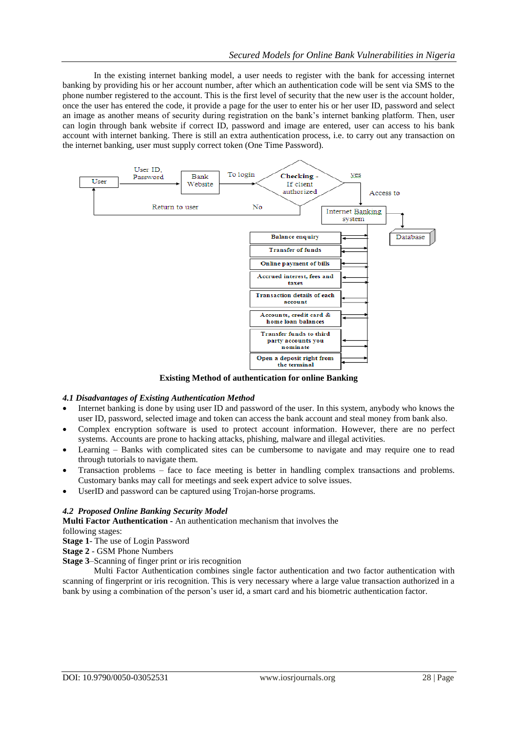In the existing internet banking model, a user needs to register with the bank for accessing internet banking by providing his or her account number, after which an authentication code will be sent via SMS to the phone number registered to the account. This is the first level of security that the new user is the account holder, once the user has entered the code, it provide a page for the user to enter his or her user ID, password and select an image as another means of security during registration on the bank's internet banking platform. Then, user can login through bank website if correct ID, password and image are entered, user can access to his bank account with internet banking. There is still an extra authentication process, i.e. to carry out any transaction on the internet banking, user must supply correct token (One Time Password).

User — User ID, Password → Bank Website — To login → Checking - If client authorized — yes → Access to Internet Banking system ↔ Database; No → Return to user

Balance enquiry
Transfer of funds
Online payment of bills
Accrued interest, fees and taxes
Transaction details of each account
Accounts, credit card & home loan balances
Transfer funds to third party accounts you nominate
Open a deposit right from the terminal

**Existing Method of authentication for online Banking**

### *4.1 Disadvantages of Existing Authentication Method*

- Internet banking is done by using user ID and password of the user. In this system, anybody who knows the user ID, password, selected image and token can access the bank account and steal money from bank also.
- Complex encryption software is used to protect account information. However, there are no perfect systems. Accounts are prone to hacking attacks, phishing, malware and illegal activities.
- Learning – Banks with complicated sites can be cumbersome to navigate and may require one to read through tutorials to navigate them.
- Transaction problems – face to face meeting is better in handling complex transactions and problems. Customary banks may call for meetings and seek expert advice to solve issues.
- UserID and password can be captured using Trojan-horse programs.

### *4.2 Proposed Online Banking Security Model*

**Multi Factor Authentication -** An authentication mechanism that involves the following stages:

**Stage 1**- The use of Login Password
**Stage 2** - GSM Phone Numbers
**Stage 3**–Scanning of finger print or iris recognition

Multi Factor Authentication combines single factor authentication and two factor authentication with scanning of fingerprint or iris recognition. This is very necessary where a large value transaction authorized in a bank by using a combination of the person's user id, a smart card and his biometric authentication factor.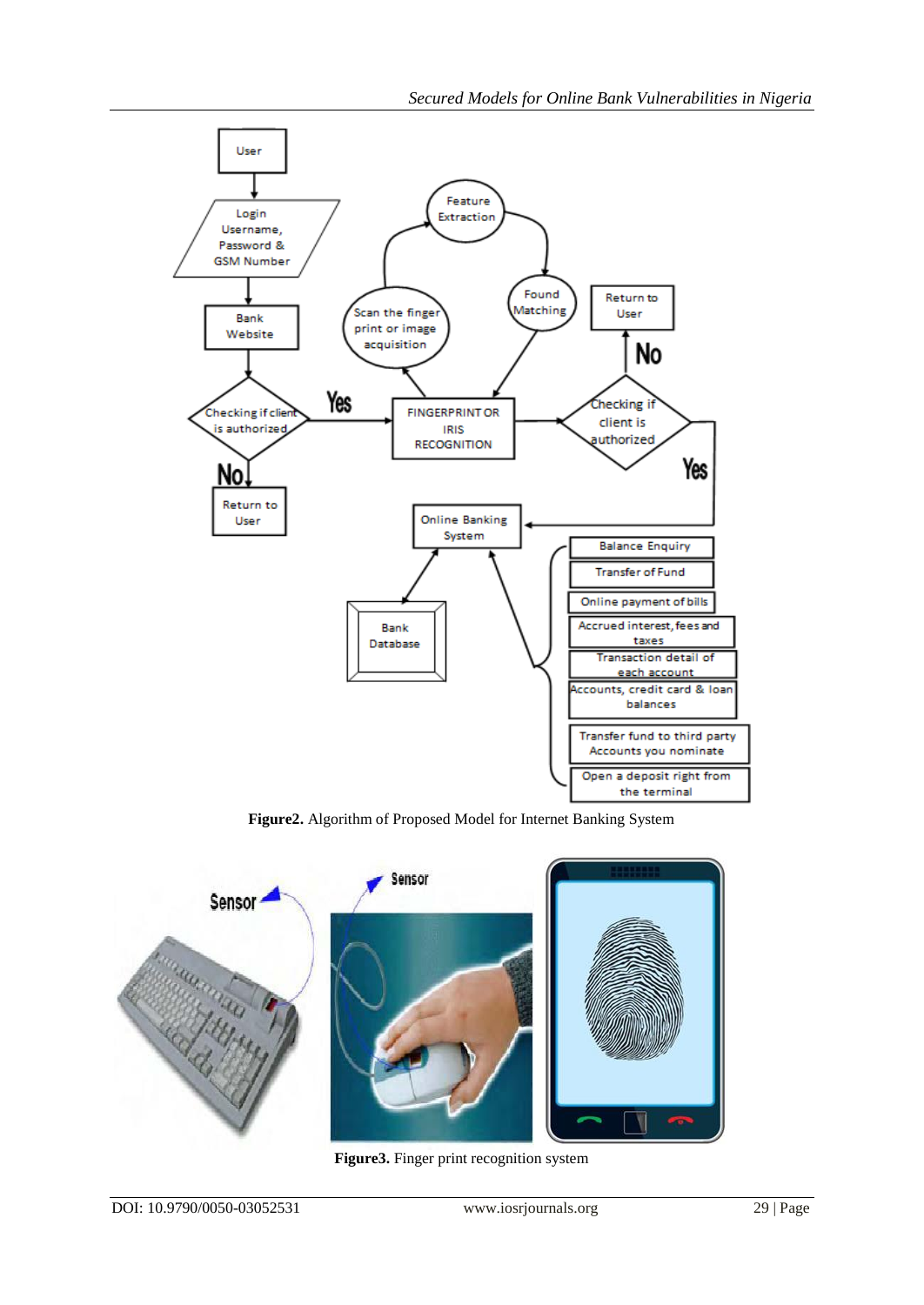**Figure2.** Algorithm of Proposed Model for Internet Banking System

**Figure3.** Finger print recognition system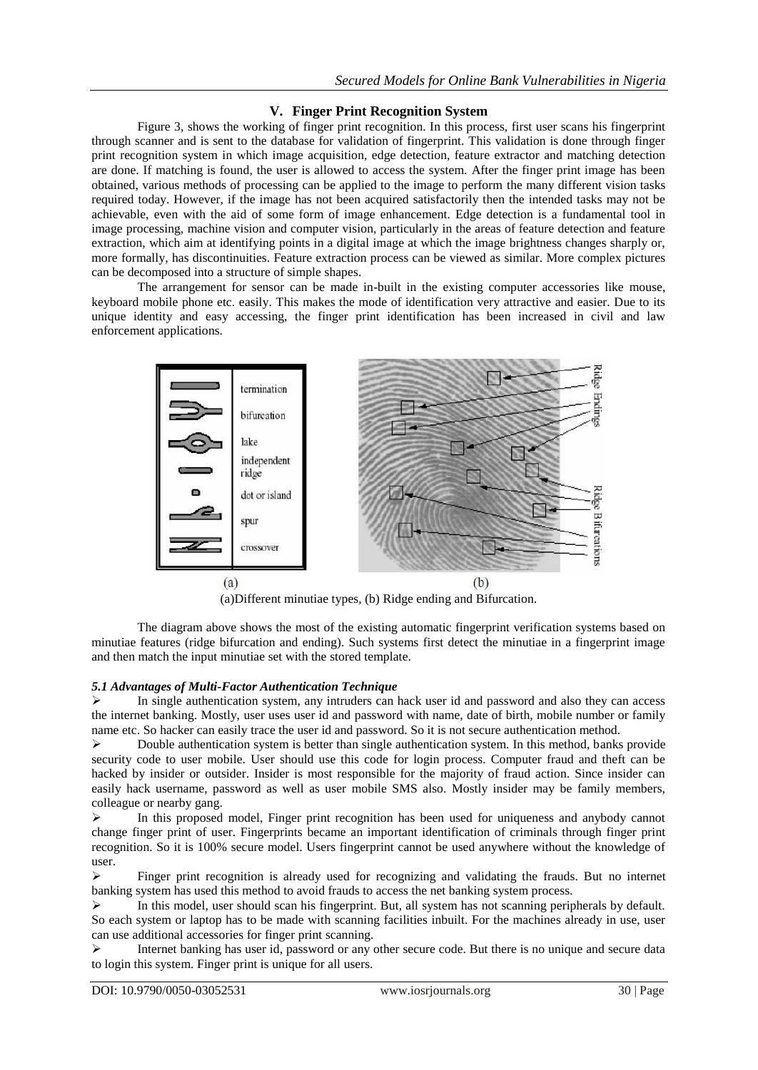## V. Finger Print Recognition System

Figure 3, shows the working of finger print recognition. In this process, first user scans his fingerprint through scanner and is sent to the database for validation of fingerprint. This validation is done through finger print recognition system in which image acquisition, edge detection, feature extractor and matching detection are done. If matching is found, the user is allowed to access the system. After the finger print image has been obtained, various methods of processing can be applied to the image to perform the many different vision tasks required today. However, if the image has not been acquired satisfactorily then the intended tasks may not be achievable, even with the aid of some form of image enhancement. Edge detection is a fundamental tool in image processing, machine vision and computer vision, particularly in the areas of feature detection and feature extraction, which aim at identifying points in a digital image at which the image brightness changes sharply or, more formally, has discontinuities. Feature extraction process can be viewed as similar. More complex pictures can be decomposed into a structure of simple shapes.

The arrangement for sensor can be made in-built in the existing computer accessories like mouse, keyboard mobile phone etc. easily. This makes the mode of identification very attractive and easier. Due to its unique identity and easy accessing, the finger print identification has been increased in civil and law enforcement applications.

(a)Different minutiae types, (b) Ridge ending and Bifurcation.

The diagram above shows the most of the existing automatic fingerprint verification systems based on minutiae features (ridge bifurcation and ending). Such systems first detect the minutiae in a fingerprint image and then match the input minutiae set with the stored template.

### *5.1 Advantages of Multi-Factor Authentication Technique*

- In single authentication system, any intruders can hack user id and password and also they can access the internet banking. Mostly, user uses user id and password with name, date of birth, mobile number or family name etc. So hacker can easily trace the user id and password. So it is not secure authentication method.
- Double authentication system is better than single authentication system. In this method, banks provide security code to user mobile. User should use this code for login process. Computer fraud and theft can be hacked by insider or outsider. Insider is most responsible for the majority of fraud action. Since insider can easily hack username, password as well as user mobile SMS also. Mostly insider may be family members, colleague or nearby gang.
- In this proposed model, Finger print recognition has been used for uniqueness and anybody cannot change finger print of user. Fingerprints became an important identification of criminals through finger print recognition. So it is 100% secure model. Users fingerprint cannot be used anywhere without the knowledge of user.
- Finger print recognition is already used for recognizing and validating the frauds. But no internet banking system has used this method to avoid frauds to access the net banking system process.
- In this model, user should scan his fingerprint. But, all system has not scanning peripherals by default. So each system or laptop has to be made with scanning facilities inbuilt. For the machines already in use, user can use additional accessories for finger print scanning.
- Internet banking has user id, password or any other secure code. But there is no unique and secure data to login this system. Finger print is unique for all users.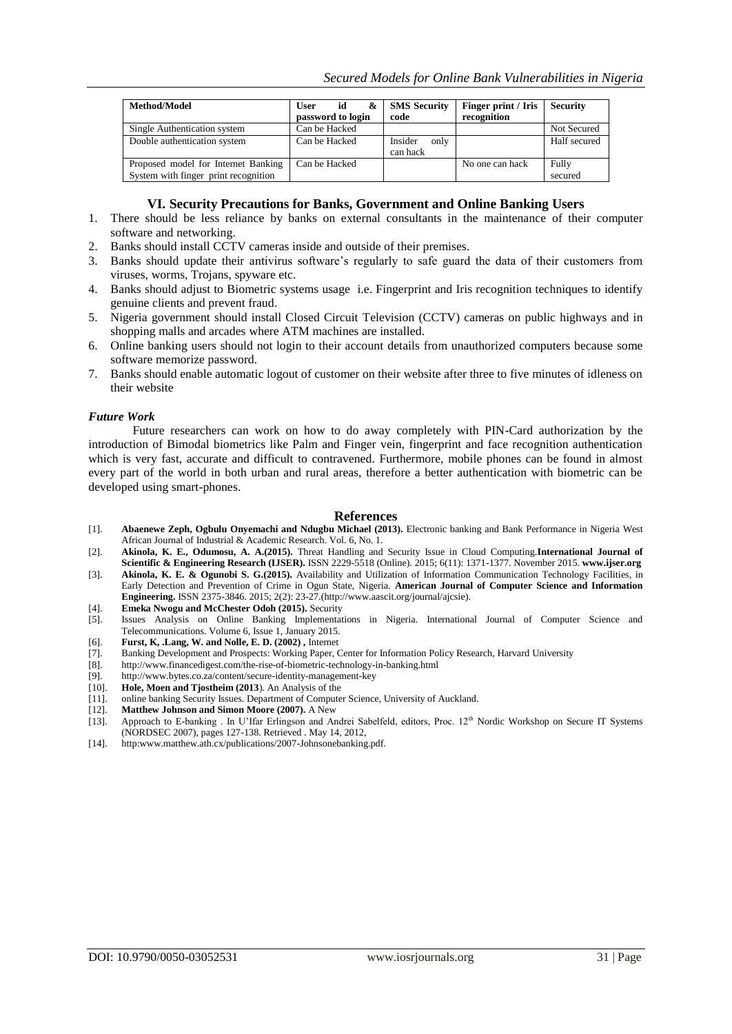| Method/Model | User id & password to login | SMS Security code | Finger print / Iris recognition | Security |
| --- | --- | --- | --- | --- |
| Single Authentication system | Can be Hacked | | | Not Secured |
| Double authentication system | Can be Hacked | Insider only can hack | | Half secured |
| Proposed model for Internet Banking System with finger print recognition | Can be Hacked | | No one can hack | Fully secured |

## VI. Security Precautions for Banks, Government and Online Banking Users

1. There should be less reliance by banks on external consultants in the maintenance of their computer software and networking.
2. Banks should install CCTV cameras inside and outside of their premises.
3. Banks should update their antivirus software's regularly to safe guard the data of their customers from viruses, worms, Trojans, spyware etc.
4. Banks should adjust to Biometric systems usage i.e. Fingerprint and Iris recognition techniques to identify genuine clients and prevent fraud.
5. Nigeria government should install Closed Circuit Television (CCTV) cameras on public highways and in shopping malls and arcades where ATM machines are installed.
6. Online banking users should not login to their account details from unauthorized computers because some software memorize password.
7. Banks should enable automatic logout of customer on their website after three to five minutes of idleness on their website

### *Future Work*

Future researchers can work on how to do away completely with PIN-Card authorization by the introduction of Bimodal biometrics like Palm and Finger vein, fingerprint and face recognition authentication which is very fast, accurate and difficult to contravened. Furthermore, mobile phones can be found in almost every part of the world in both urban and rural areas, therefore a better authentication with biometric can be developed using smart-phones.

## References

[1]. **Abaenewe Zeph, Ogbulu Onyemachi and Ndugbu Michael (2013).** Electronic banking and Bank Performance in Nigeria West African Journal of Industrial & Academic Research. Vol. 6, No. 1.

[2]. **Akinola, K. E., Odumosu, A. A.(2015).** Threat Handling and Security Issue in Cloud Computing.**International Journal of Scientific & Engineering Research (IJSER).** ISSN 2229-5518 (Online). 2015; 6(11): 1371-1377. November 2015. **www.ijser.org**

[3]. **Akinola, K. E. & Ogunobi S. G.(2015).** Availability and Utilization of Information Communication Technology Facilities, in Early Detection and Prevention of Crime in Ogun State, Nigeria. **American Journal of Computer Science and Information Engineering.** ISSN 2375-3846. 2015; 2(2): 23-27.(http://www.aascit.org/journal/ajcsie).

[4]. **Emeka Nwogu and McChester Odoh (2015).** Security

[5]. Issues Analysis on Online Banking Implementations in Nigeria. International Journal of Computer Science and Telecommunications. Volume 6, Issue 1, January 2015.

[6]. **Furst, K, .Lang, W. and Nolle, E. D. (2002) ,** Internet

[7]. Banking Development and Prospects: Working Paper, Center for Information Policy Research, Harvard University

[8]. http://www.financedigest.com/the-rise-of-biometric-technology-in-banking.html

[9]. http://www.bytes.co.za/content/secure-identity-management-key

[10]. **Hole, Moen and Tjostheim (2013**). An Analysis of the

[11]. online banking Security Issues. Department of Computer Science, University of Auckland.

[12]. **Matthew Johnson and Simon Moore (2007).** A New

[13]. Approach to E-banking . In U'Ifar Erlingson and Andrei Sabelfeld, editors, Proc. 12th Nordic Workshop on Secure IT Systems (NORDSEC 2007), pages 127-138. Retrieved . May 14, 2012,

[14]. http:www.matthew.ath.cx/publications/2007-Johnsonebanking.pdf.